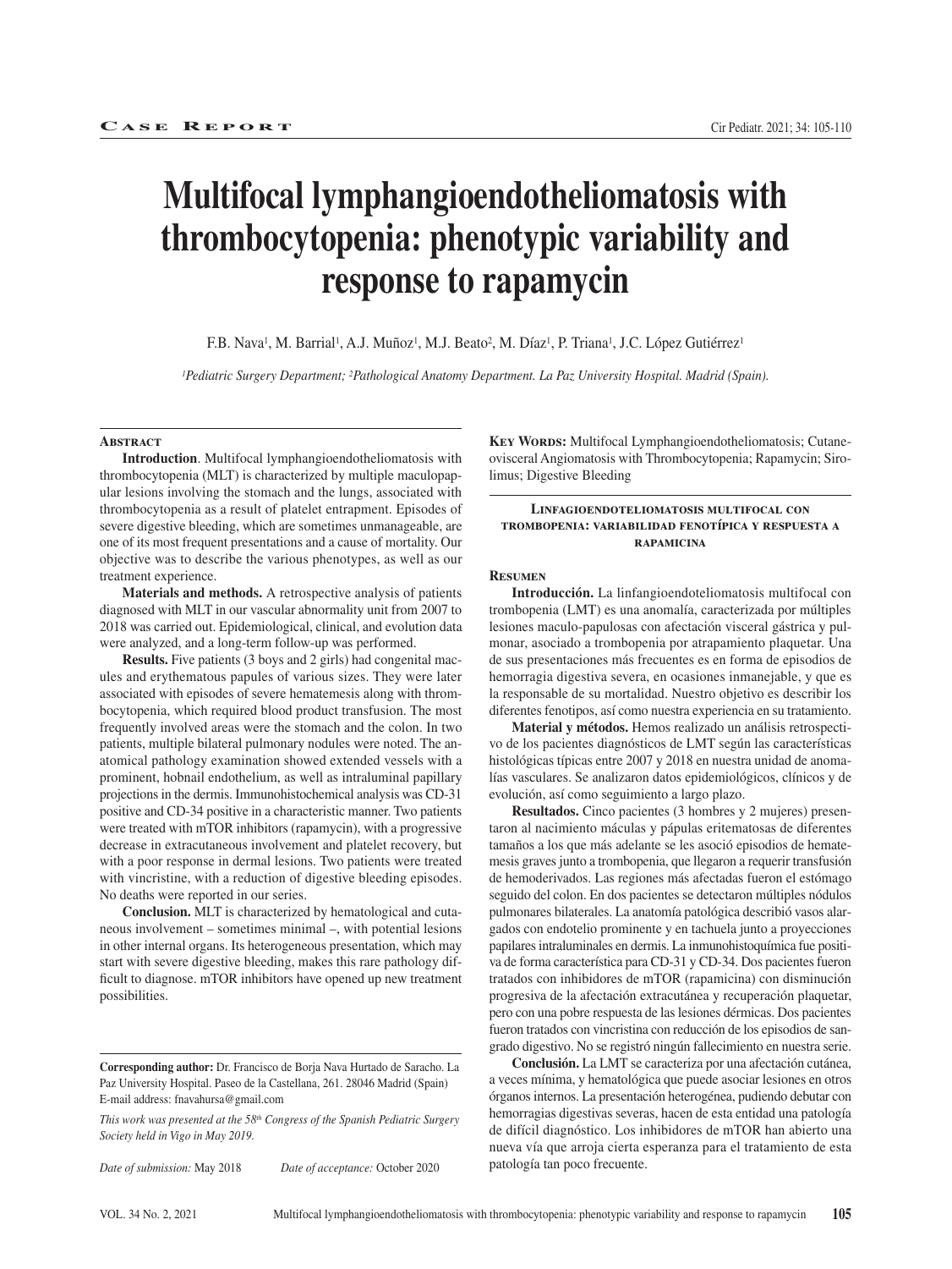Case Report

# Multifocal lymphangioendotheliomatosis with thrombocytopenia: phenotypic variability and response to rapamycin

F.B. Nava[1], M. Barrial[1], A.J. Muñoz[1], M.J. Beato[2], M. Díaz[1], P. Triana[1], J.C. López Gutiérrez[1]

*[1]Pediatric Surgery Department; [2]Pathological Anatomy Department. La Paz University Hospital. Madrid (Spain).*

## Abstract

**Introduction**. Multifocal lymphangioendotheliomatosis with thrombocytopenia (MLT) is characterized by multiple maculopapular lesions involving the stomach and the lungs, associated with thrombocytopenia as a result of platelet entrapment. Episodes of severe digestive bleeding, which are sometimes unmanageable, are one of its most frequent presentations and a cause of mortality. Our objective was to describe the various phenotypes, as well as our treatment experience.

**Materials and methods.** A retrospective analysis of patients diagnosed with MLT in our vascular abnormality unit from 2007 to 2018 was carried out. Epidemiological, clinical, and evolution data were analyzed, and a long-term follow-up was performed.

**Results.** Five patients (3 boys and 2 girls) had congenital macules and erythematous papules of various sizes. They were later associated with episodes of severe hematemesis along with thrombocytopenia, which required blood product transfusion. The most frequently involved areas were the stomach and the colon. In two patients, multiple bilateral pulmonary nodules were noted. The anatomical pathology examination showed extended vessels with a prominent, hobnail endothelium, as well as intraluminal papillary projections in the dermis. Immunohistochemical analysis was CD-31 positive and CD-34 positive in a characteristic manner. Two patients were treated with mTOR inhibitors (rapamycin), with a progressive decrease in extracutaneous involvement and platelet recovery, but with a poor response in dermal lesions. Two patients were treated with vincristine, with a reduction of digestive bleeding episodes. No deaths were reported in our series.

**Conclusion.** MLT is characterized by hematological and cutaneous involvement – sometimes minimal –, with potential lesions in other internal organs. Its heterogeneous presentation, which may start with severe digestive bleeding, makes this rare pathology difficult to diagnose. mTOR inhibitors have opened up new treatment possibilities.

**Key Words:** Multifocal Lymphangioendotheliomatosis; Cutaneovisceral Angiomatosis with Thrombocytopenia; Rapamycin; Sirolimus; Digestive Bleeding

**Corresponding author:** Dr. Francisco de Borja Nava Hurtado de Saracho. La Paz University Hospital. Paseo de la Castellana, 261. 28046 Madrid (Spain)
E-mail address: fnavahursa@gmail.com

*This work was presented at the 58th Congress of the Spanish Pediatric Surgery Society held in Vigo in May 2019.*

*Date of submission:* May 2018 *Date of acceptance:* October 2020

## Linfagioendoteliomatosis multifocal con trombopenia: variabilidad fenotípica y respuesta a rapamicina

## Resumen

**Introducción.** La linfangioendoteliomatosis multifocal con trombopenia (LMT) es una anomalía, caracterizada por múltiples lesiones maculo-papulosas con afectación visceral gástrica y pulmonar, asociado a trombopenia por atrapamiento plaquetar. Una de sus presentaciones más frecuentes es en forma de episodios de hemorragia digestiva severa, en ocasiones inmanejable, y que es la responsable de su mortalidad. Nuestro objetivo es describir los diferentes fenotipos, así como nuestra experiencia en su tratamiento.

**Material y métodos.** Hemos realizado un análisis retrospectivo de los pacientes diagnósticos de LMT según las características histológicas típicas entre 2007 y 2018 en nuestra unidad de anomalías vasculares. Se analizaron datos epidemiológicos, clínicos y de evolución, así como seguimiento a largo plazo.

**Resultados.** Cinco pacientes (3 hombres y 2 mujeres) presentaron al nacimiento máculas y pápulas eritematosas de diferentes tamaños a los que más adelante se les asoció episodios de hematemesis graves junto a trombopenia, que llegaron a requerir transfusión de hemoderivados. Las regiones más afectadas fueron el estómago seguido del colon. En dos pacientes se detectaron múltiples nódulos pulmonares bilaterales. La anatomía patológica describió vasos alargados con endotelio prominente y en tachuela junto a proyecciones papilares intraluminales en dermis. La inmunohistoquímica fue positiva de forma característica para CD-31 y CD-34. Dos pacientes fueron tratados con inhibidores de mTOR (rapamicina) con disminución progresiva de la afectación extracutánea y recuperación plaquetar, pero con una pobre respuesta de las lesiones dérmicas. Dos pacientes fueron tratados con vincristina con reducción de los episodios de sangrado digestivo. No se registró ningún fallecimiento en nuestra serie.

**Conclusión.** La LMT se caracteriza por una afectación cutánea, a veces mínima, y hematológica que puede asociar lesiones en otros órganos internos. La presentación heterogénea, pudiendo debutar con hemorragias digestivas severas, hacen de esta entidad una patología de difícil diagnóstico. Los inhibidores de mTOR han abierto una nueva vía que arroja cierta esperanza para el tratamiento de esta patología tan poco frecuente.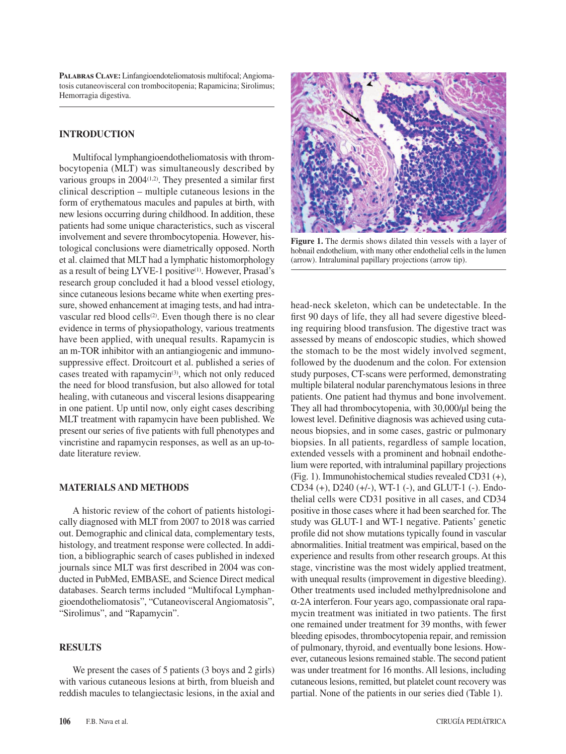**Palabras Clave:** Linfangioendoteliomatosis multifocal; Angiomatosis cutaneovisceral con trombocitopenia; Rapamicina; Sirolimus; Hemorragia digestiva.

## INTRODUCTION

Multifocal lymphangioendotheliomatosis with thrombocytopenia (MLT) was simultaneously described by various groups in 2004[1,2]. They presented a similar first clinical description – multiple cutaneous lesions in the form of erythematous macules and papules at birth, with new lesions occurring during childhood. In addition, these patients had some unique characteristics, such as visceral involvement and severe thrombocytopenia. However, histological conclusions were diametrically opposed. North et al. claimed that MLT had a lymphatic histomorphology as a result of being LYVE-1 positive[1]. However, Prasad's research group concluded it had a blood vessel etiology, since cutaneous lesions became white when exerting pressure, showed enhancement at imaging tests, and had intravascular red blood cells[2]. Even though there is no clear evidence in terms of physiopathology, various treatments have been applied, with unequal results. Rapamycin is an m-TOR inhibitor with an antiangiogenic and immunosuppressive effect. Droitcourt et al. published a series of cases treated with rapamycin[3], which not only reduced the need for blood transfusion, but also allowed for total healing, with cutaneous and visceral lesions disappearing in one patient. Up until now, only eight cases describing MLT treatment with rapamycin have been published. We present our series of five patients with full phenotypes and vincristine and rapamycin responses, as well as an up-to-date literature review.

## MATERIALS AND METHODS

A historic review of the cohort of patients histologically diagnosed with MLT from 2007 to 2018 was carried out. Demographic and clinical data, complementary tests, histology, and treatment response were collected. In addition, a bibliographic search of cases published in indexed journals since MLT was first described in 2004 was conducted in PubMed, EMBASE, and Science Direct medical databases. Search terms included "Multifocal Lymphangioendotheliomatosis", "Cutaneovisceral Angiomatosis", "Sirolimus", and "Rapamycin".

## RESULTS

We present the cases of 5 patients (3 boys and 2 girls) with various cutaneous lesions at birth, from blueish and reddish macules to telangiectasic lesions, in the axial and head-neck skeleton, which can be undetectable. In the first 90 days of life, they all had severe digestive bleeding requiring blood transfusion. The digestive tract was assessed by means of endoscopic studies, which showed the stomach to be the most widely involved segment, followed by the duodenum and the colon. For extension study purposes, CT-scans were performed, demonstrating multiple bilateral nodular parenchymatous lesions in three patients. One patient had thymus and bone involvement. They all had thrombocytopenia, with 30,000/µl being the lowest level. Definitive diagnosis was achieved using cutaneous biopsies, and in some cases, gastric or pulmonary biopsies. In all patients, regardless of sample location, extended vessels with a prominent and hobnail endothelium were reported, with intraluminal papillary projections (Fig. 1). Immunohistochemical studies revealed CD31 (+), CD34 (+), D240 (+/-), WT-1 (-), and GLUT-1 (-). Endothelial cells were CD31 positive in all cases, and CD34 positive in those cases where it had been searched for. The study was GLUT-1 and WT-1 negative. Patients' genetic profile did not show mutations typically found in vascular abnormalities. Initial treatment was empirical, based on the experience and results from other research groups. At this stage, vincristine was the most widely applied treatment, with unequal results (improvement in digestive bleeding). Other treatments used included methylprednisolone and α-2A interferon. Four years ago, compassionate oral rapamycin treatment was initiated in two patients. The first one remained under treatment for 39 months, with fewer bleeding episodes, thrombocytopenia repair, and remission of pulmonary, thyroid, and eventually bone lesions. However, cutaneous lesions remained stable. The second patient was under treatment for 16 months. All lesions, including cutaneous lesions, remitted, but platelet count recovery was partial. None of the patients in our series died (Table 1).

**Figure 1.** The dermis shows dilated thin vessels with a layer of hobnail endothelium, with many other endothelial cells in the lumen (arrow). Intraluminal papillary projections (arrow tip).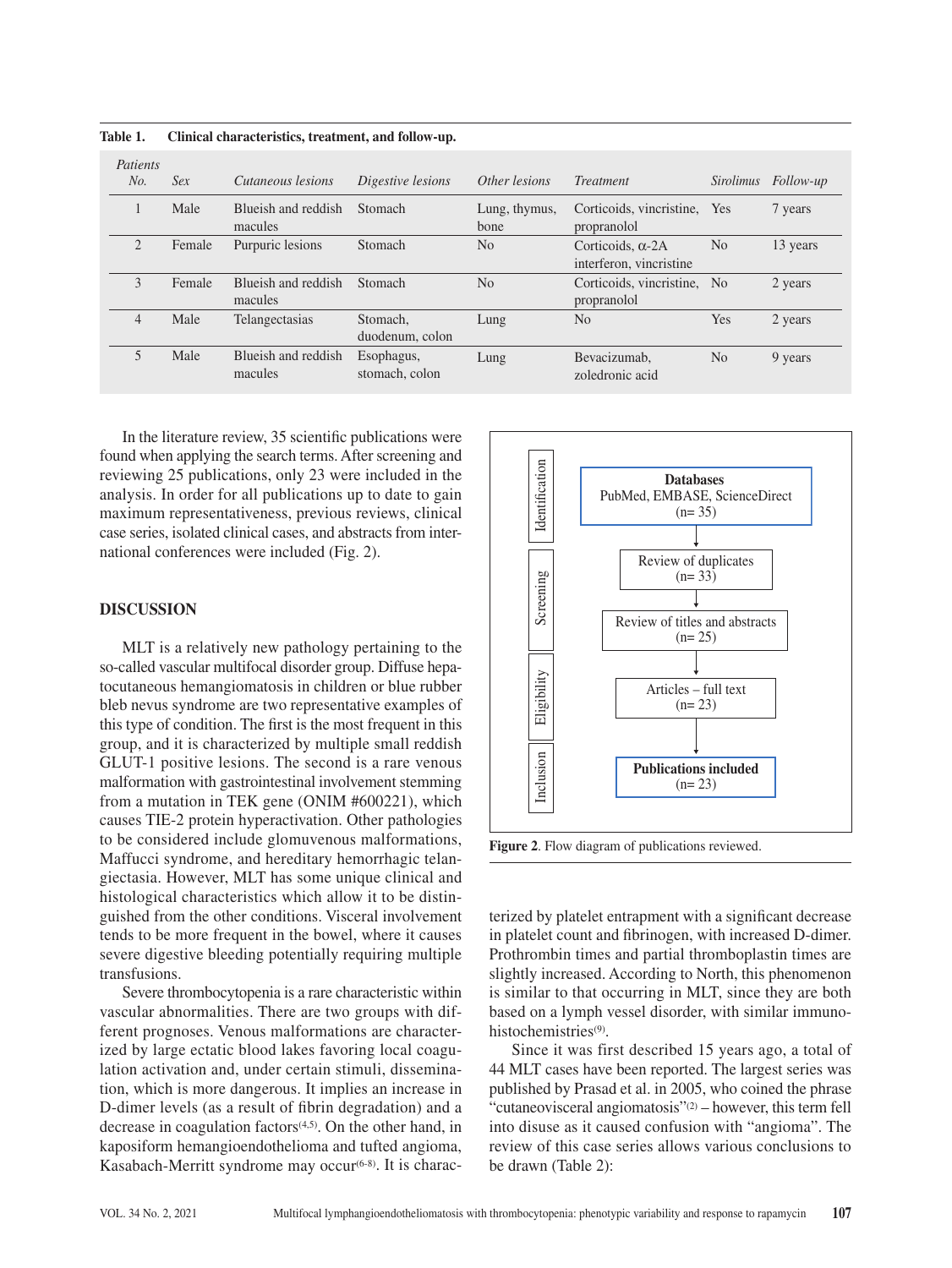**Table 1. Clinical characteristics, treatment, and follow-up.**

| *Patients No.* | *Sex* | *Cutaneous lesions* | *Digestive lesions* | *Other lesions* | *Treatment* | *Sirolimus* | *Follow-up* |
|---|---|---|---|---|---|---|---|
| 1 | Male | Blueish and reddish macules | Stomach | Lung, thymus, bone | Corticoids, vincristine, propranolol | Yes | 7 years |
| 2 | Female | Purpuric lesions | Stomach | No | Corticoids, α-2A interferon, vincristine | No | 13 years |
| 3 | Female | Blueish and reddish macules | Stomach | No | Corticoids, vincristine, propranolol | No | 2 years |
| 4 | Male | Telangectasias | Stomach, duodenum, colon | Lung | No | Yes | 2 years |
| 5 | Male | Blueish and reddish macules | Esophagus, stomach, colon | Lung | Bevacizumab, zoledronic acid | No | 9 years |

In the literature review, 35 scientific publications were found when applying the search terms. After screening and reviewing 25 publications, only 23 were included in the analysis. In order for all publications up to date to gain maximum representativeness, previous reviews, clinical case series, isolated clinical cases, and abstracts from international conferences were included (Fig. 2).

Identification: **Databases** PubMed, EMBASE, ScienceDirect (n= 35) → Screening: Review of duplicates (n= 33) → Review of titles and abstracts (n= 25) → Eligibility: Articles – full text (n= 23) → Inclusion: **Publications included** (n= 23)

**Figure 2**. Flow diagram of publications reviewed.

## DISCUSSION

MLT is a relatively new pathology pertaining to the so-called vascular multifocal disorder group. Diffuse hepatocutaneous hemangiomatosis in children or blue rubber bleb nevus syndrome are two representative examples of this type of condition. The first is the most frequent in this group, and it is characterized by multiple small reddish GLUT-1 positive lesions. The second is a rare venous malformation with gastrointestinal involvement stemming from a mutation in TEK gene (ONIM #600221), which causes TIE-2 protein hyperactivation. Other pathologies to be considered include glomuvenous malformations, Maffucci syndrome, and hereditary hemorrhagic telangiectasia. However, MLT has some unique clinical and histological characteristics which allow it to be distinguished from the other conditions. Visceral involvement tends to be more frequent in the bowel, where it causes severe digestive bleeding potentially requiring multiple transfusions.

Severe thrombocytopenia is a rare characteristic within vascular abnormalities. There are two groups with different prognoses. Venous malformations are characterized by large ectatic blood lakes favoring local coagulation activation and, under certain stimuli, dissemination, which is more dangerous. It implies an increase in D-dimer levels (as a result of fibrin degradation) and a decrease in coagulation factors[4,5]. On the other hand, in kaposiform hemangioendothelioma and tufted angioma, Kasabach-Merritt syndrome may occur[6-8]. It is characterized by platelet entrapment with a significant decrease in platelet count and fibrinogen, with increased D-dimer. Prothrombin times and partial thromboplastin times are slightly increased. According to North, this phenomenon is similar to that occurring in MLT, since they are both based on a lymph vessel disorder, with similar immunohistochemistries[9].

Since it was first described 15 years ago, a total of 44 MLT cases have been reported. The largest series was published by Prasad et al. in 2005, who coined the phrase "cutaneovisceral angiomatosis"[2] – however, this term fell into disuse as it caused confusion with "angioma". The review of this case series allows various conclusions to be drawn (Table 2):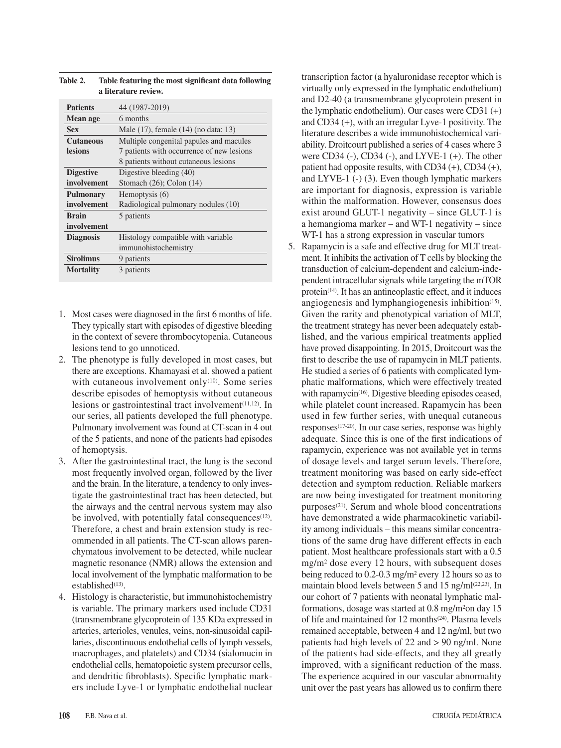**Table 2. Table featuring the most significant data following a literature review.**

| | |
|---|---|
| **Patients** | 44 (1987-2019) |
| **Mean age** | 6 months |
| **Sex** | Male (17), female (14) (no data: 13) |
| **Cutaneous lesions** | Multiple congenital papules and macules<br>7 patients with occurrence of new lesions<br>8 patients without cutaneous lesions |
| **Digestive involvement** | Digestive bleeding (40)<br>Stomach (26); Colon (14) |
| **Pulmonary involvement** | Hemoptysis (6)<br>Radiological pulmonary nodules (10) |
| **Brain involvement** | 5 patients |
| **Diagnosis** | Histology compatible with variable immunohistochemistry |
| **Sirolimus** | 9 patients |
| **Mortality** | 3 patients |

1. Most cases were diagnosed in the first 6 months of life. They typically start with episodes of digestive bleeding in the context of severe thrombocytopenia. Cutaneous lesions tend to go unnoticed.
2. The phenotype is fully developed in most cases, but there are exceptions. Khamayasi et al. showed a patient with cutaneous involvement only[10]. Some series describe episodes of hemoptysis without cutaneous lesions or gastrointestinal tract involvement[11,12]. In our series, all patients developed the full phenotype. Pulmonary involvement was found at CT-scan in 4 out of the 5 patients, and none of the patients had episodes of hemoptysis.
3. After the gastrointestinal tract, the lung is the second most frequently involved organ, followed by the liver and the brain. In the literature, a tendency to only investigate the gastrointestinal tract has been detected, but the airways and the central nervous system may also be involved, with potentially fatal consequences[12]. Therefore, a chest and brain extension study is recommended in all patients. The CT-scan allows parenchymatous involvement to be detected, while nuclear magnetic resonance (NMR) allows the extension and local involvement of the lymphatic malformation to be established[13].
4. Histology is characteristic, but immunohistochemistry is variable. The primary markers used include CD31 (transmembrane glycoprotein of 135 KDa expressed in arteries, arterioles, venules, veins, non-sinusoidal capillaries, discontinuous endothelial cells of lymph vessels, macrophages, and platelets) and CD34 (sialomucin in endothelial cells, hematopoietic system precursor cells, and dendritic fibroblasts). Specific lymphatic markers include Lyve-1 or lymphatic endothelial nuclear transcription factor (a hyaluronidase receptor which is virtually only expressed in the lymphatic endothelium) and D2-40 (a transmembrane glycoprotein present in the lymphatic endothelium). Our cases were CD31 (+) and CD34 (+), with an irregular Lyve-1 positivity. The literature describes a wide immunohistochemical variability. Droitcourt published a series of 4 cases where 3 were CD34 (-), CD34 (-), and LYVE-1 (+). The other patient had opposite results, with CD34 (+), CD34 (+), and LYVE-1 (-) (3). Even though lymphatic markers are important for diagnosis, expression is variable within the malformation. However, consensus does exist around GLUT-1 negativity – since GLUT-1 is a hemangioma marker – and WT-1 negativity – since WT-1 has a strong expression in vascular tumors
5. Rapamycin is a safe and effective drug for MLT treatment. It inhibits the activation of T cells by blocking the transduction of calcium-dependent and calcium-independent intracellular signals while targeting the mTOR protein[14]. It has an antineoplastic effect, and it induces angiogenesis and lymphangiogenesis inhibition[15]. Given the rarity and phenotypical variation of MLT, the treatment strategy has never been adequately established, and the various empirical treatments applied have proved disappointing. In 2015, Droitcourt was the first to describe the use of rapamycin in MLT patients. He studied a series of 6 patients with complicated lymphatic malformations, which were effectively treated with rapamycin[16]. Digestive bleeding episodes ceased, while platelet count increased. Rapamycin has been used in few further series, with unequal cutaneous responses[17-20]. In our case series, response was highly adequate. Since this is one of the first indications of rapamycin, experience was not available yet in terms of dosage levels and target serum levels. Therefore, treatment monitoring was based on early side-effect detection and symptom reduction. Reliable markers are now being investigated for treatment monitoring purposes[21]. Serum and whole blood concentrations have demonstrated a wide pharmacokinetic variability among individuals – this means similar concentrations of the same drug have different effects in each patient. Most healthcare professionals start with a 0.5 $mg/m^2$ dose every 12 hours, with subsequent doses being reduced to 0.2-0.3 $mg/m^2$ every 12 hours so as to maintain blood levels between 5 and 15 ng/ml[22,23]. In our cohort of 7 patients with neonatal lymphatic malformations, dosage was started at 0.8 $mg/m^2$on day 15 of life and maintained for 12 months[24]. Plasma levels remained acceptable, between 4 and 12 ng/ml, but two patients had high levels of 22 and > 90 ng/ml. None of the patients had side-effects, and they all greatly improved, with a significant reduction of the mass. The experience acquired in our vascular abnormality unit over the past years has allowed us to confirm there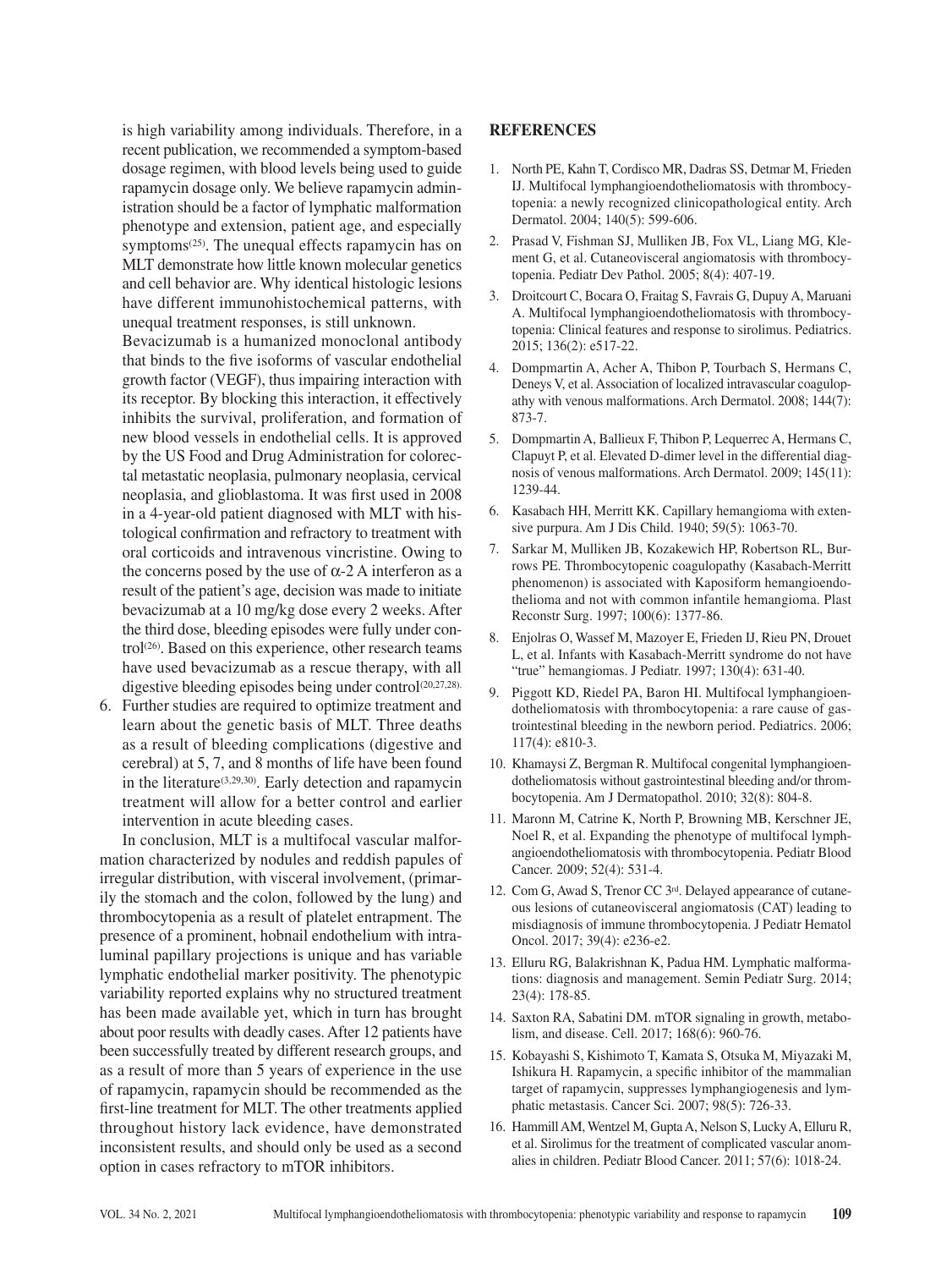is high variability among individuals. Therefore, in a recent publication, we recommended a symptom-based dosage regimen, with blood levels being used to guide rapamycin dosage only. We believe rapamycin administration should be a factor of lymphatic malformation phenotype and extension, patient age, and especially symptoms[25]. The unequal effects rapamycin has on MLT demonstrate how little known molecular genetics and cell behavior are. Why identical histologic lesions have different immunohistochemical patterns, with unequal treatment responses, is still unknown.

Bevacizumab is a humanized monoclonal antibody that binds to the five isoforms of vascular endothelial growth factor (VEGF), thus impairing interaction with its receptor. By blocking this interaction, it effectively inhibits the survival, proliferation, and formation of new blood vessels in endothelial cells. It is approved by the US Food and Drug Administration for colorectal metastatic neoplasia, pulmonary neoplasia, cervical neoplasia, and glioblastoma. It was first used in 2008 in a 4-year-old patient diagnosed with MLT with histological confirmation and refractory to treatment with oral corticoids and intravenous vincristine. Owing to the concerns posed by the use of $\alpha$-2 A interferon as a result of the patient's age, decision was made to initiate bevacizumab at a 10 mg/kg dose every 2 weeks. After the third dose, bleeding episodes were fully under control[26]. Based on this experience, other research teams have used bevacizumab as a rescue therapy, with all digestive bleeding episodes being under control[20,27,28].

6. Further studies are required to optimize treatment and learn about the genetic basis of MLT. Three deaths as a result of bleeding complications (digestive and cerebral) at 5, 7, and 8 months of life have been found in the literature[3,29,30]. Early detection and rapamycin treatment will allow for a better control and earlier intervention in acute bleeding cases.

In conclusion, MLT is a multifocal vascular malformation characterized by nodules and reddish papules of irregular distribution, with visceral involvement, (primarily the stomach and the colon, followed by the lung) and thrombocytopenia as a result of platelet entrapment. The presence of a prominent, hobnail endothelium with intraluminal papillary projections is unique and has variable lymphatic endothelial marker positivity. The phenotypic variability reported explains why no structured treatment has been made available yet, which in turn has brought about poor results with deadly cases. After 12 patients have been successfully treated by different research groups, and as a result of more than 5 years of experience in the use of rapamycin, rapamycin should be recommended as the first-line treatment for MLT. The other treatments applied throughout history lack evidence, have demonstrated inconsistent results, and should only be used as a second option in cases refractory to mTOR inhibitors.

## REFERENCES

1. North PE, Kahn T, Cordisco MR, Dadras SS, Detmar M, Frieden IJ. Multifocal lymphangioendotheliomatosis with thrombocytopenia: a newly recognized clinicopathological entity. Arch Dermatol. 2004; 140(5): 599-606.
2. Prasad V, Fishman SJ, Mulliken JB, Fox VL, Liang MG, Klement G, et al. Cutaneovisceral angiomatosis with thrombocytopenia. Pediatr Dev Pathol. 2005; 8(4): 407-19.
3. Droitcourt C, Bocara O, Fraitag S, Favrais G, Dupuy A, Maruani A. Multifocal lymphangioendotheliomatosis with thrombocytopenia: Clinical features and response to sirolimus. Pediatrics. 2015; 136(2): e517-22.
4. Dompmartin A, Acher A, Thibon P, Tourbach S, Hermans C, Deneys V, et al. Association of localized intravascular coagulopathy with venous malformations. Arch Dermatol. 2008; 144(7): 873-7.
5. Dompmartin A, Ballieux F, Thibon P, Lequerrec A, Hermans C, Clapuyt P, et al. Elevated D-dimer level in the differential diagnosis of venous malformations. Arch Dermatol. 2009; 145(11): 1239-44.
6. Kasabach HH, Merritt KK. Capillary hemangioma with extensive purpura. Am J Dis Child. 1940; 59(5): 1063-70.
7. Sarkar M, Mulliken JB, Kozakewich HP, Robertson RL, Burrows PE. Thrombocytopenic coagulopathy (Kasabach-Merritt phenomenon) is associated with Kaposiform hemangioendothelioma and not with common infantile hemangioma. Plast Reconstr Surg. 1997; 100(6): 1377-86.
8. Enjolras O, Wassef M, Mazoyer E, Frieden IJ, Rieu PN, Drouet L, et al. Infants with Kasabach-Merritt syndrome do not have "true" hemangiomas. J Pediatr. 1997; 130(4): 631-40.
9. Piggott KD, Riedel PA, Baron HI. Multifocal lymphangioendotheliomatosis with thrombocytopenia: a rare cause of gastrointestinal bleeding in the newborn period. Pediatrics. 2006; 117(4): e810-3.
10. Khamaysi Z, Bergman R. Multifocal congenital lymphangioendotheliomatosis without gastrointestinal bleeding and/or thrombocytopenia. Am J Dermatopathol. 2010; 32(8): 804-8.
11. Maronn M, Catrine K, North P, Browning MB, Kerschner JE, Noel R, et al. Expanding the phenotype of multifocal lymphangioendotheliomatosis with thrombocytopenia. Pediatr Blood Cancer. 2009; 52(4): 531-4.
12. Com G, Awad S, Trenor CC 3rd. Delayed appearance of cutaneous lesions of cutaneovisceral angiomatosis (CAT) leading to misdiagnosis of immune thrombocytopenia. J Pediatr Hematol Oncol. 2017; 39(4): e236-e2.
13. Elluru RG, Balakrishnan K, Padua HM. Lymphatic malformations: diagnosis and management. Semin Pediatr Surg. 2014; 23(4): 178-85.
14. Saxton RA, Sabatini DM. mTOR signaling in growth, metabolism, and disease. Cell. 2017; 168(6): 960-76.
15. Kobayashi S, Kishimoto T, Kamata S, Otsuka M, Miyazaki M, Ishikura H. Rapamycin, a specific inhibitor of the mammalian target of rapamycin, suppresses lymphangiogenesis and lymphatic metastasis. Cancer Sci. 2007; 98(5): 726-33.
16. Hammill AM, Wentzel M, Gupta A, Nelson S, Lucky A, Elluru R, et al. Sirolimus for the treatment of complicated vascular anomalies in children. Pediatr Blood Cancer. 2011; 57(6): 1018-24.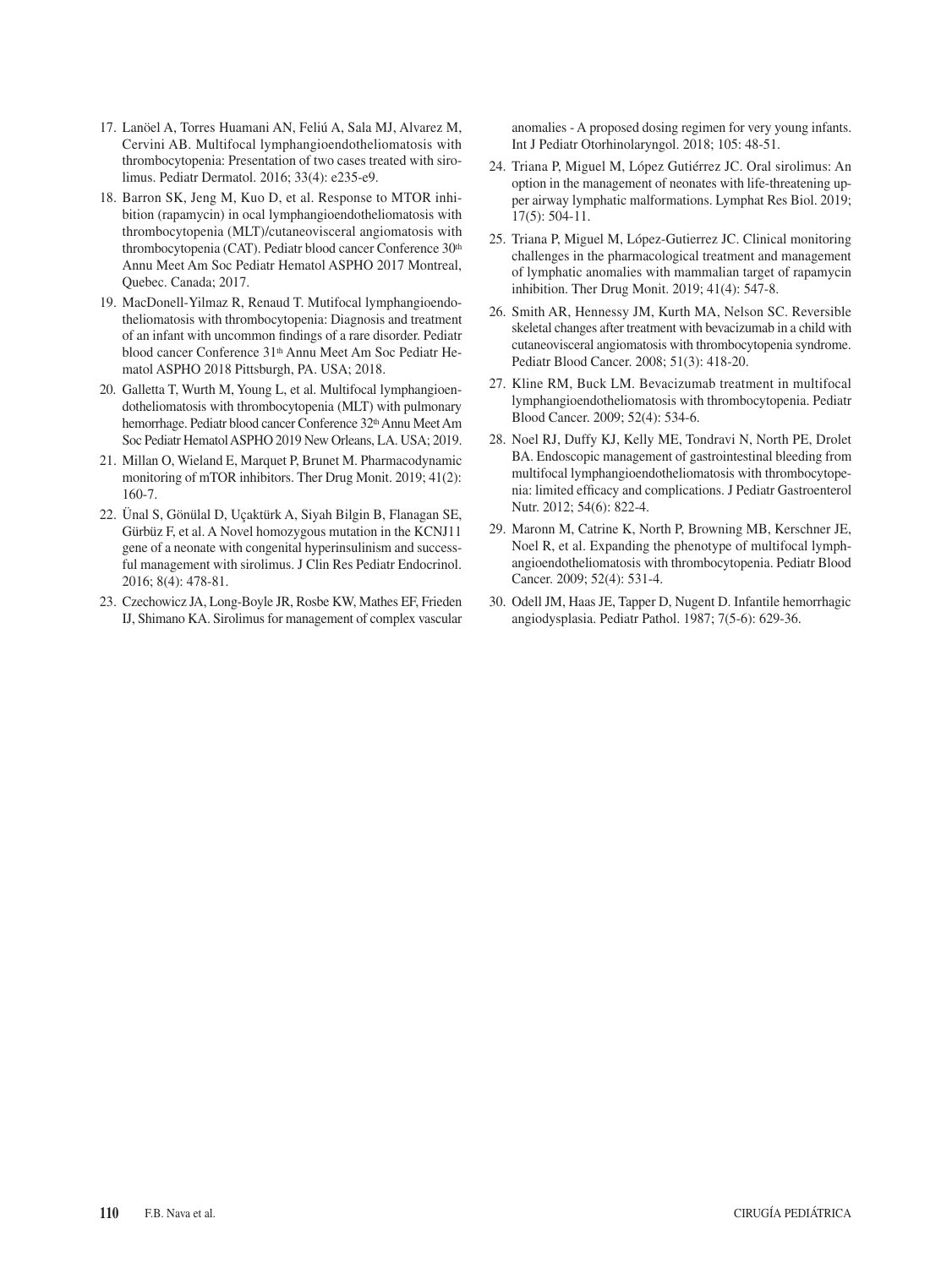17. Lanöel A, Torres Huamani AN, Feliú A, Sala MJ, Alvarez M, Cervini AB. Multifocal lymphangioendotheliomatosis with thrombocytopenia: Presentation of two cases treated with sirolimus. Pediatr Dermatol. 2016; 33(4): e235-e9.
18. Barron SK, Jeng M, Kuo D, et al. Response to MTOR inhibition (rapamycin) in ocal lymphangioendotheliomatosis with thrombocytopenia (MLT)/cutaneovisceral angiomatosis with thrombocytopenia (CAT). Pediatr blood cancer Conference 30th Annu Meet Am Soc Pediatr Hematol ASPHO 2017 Montreal, Quebec. Canada; 2017.
19. MacDonell-Yilmaz R, Renaud T. Mutifocal lymphangioendotheliomatosis with thrombocytopenia: Diagnosis and treatment of an infant with uncommon findings of a rare disorder. Pediatr blood cancer Conference 31th Annu Meet Am Soc Pediatr Hematol ASPHO 2018 Pittsburgh, PA. USA; 2018.
20. Galletta T, Wurth M, Young L, et al. Multifocal lymphangioendotheliomatosis with thrombocytopenia (MLT) with pulmonary hemorrhage. Pediatr blood cancer Conference 32th Annu Meet Am Soc Pediatr Hematol ASPHO 2019 New Orleans, LA. USA; 2019.
21. Millan O, Wieland E, Marquet P, Brunet M. Pharmacodynamic monitoring of mTOR inhibitors. Ther Drug Monit. 2019; 41(2): 160-7.
22. Ünal S, Gönülal D, Uçaktürk A, Siyah Bilgin B, Flanagan SE, Gürbüz F, et al. A Novel homozygous mutation in the KCNJ11 gene of a neonate with congenital hyperinsulinism and successful management with sirolimus. J Clin Res Pediatr Endocrinol. 2016; 8(4): 478-81.
23. Czechowicz JA, Long-Boyle JR, Rosbe KW, Mathes EF, Frieden IJ, Shimano KA. Sirolimus for management of complex vascular anomalies - A proposed dosing regimen for very young infants. Int J Pediatr Otorhinolaryngol. 2018; 105: 48-51.
24. Triana P, Miguel M, López Gutiérrez JC. Oral sirolimus: An option in the management of neonates with life-threatening upper airway lymphatic malformations. Lymphat Res Biol. 2019; 17(5): 504-11.
25. Triana P, Miguel M, López-Gutierrez JC. Clinical monitoring challenges in the pharmacological treatment and management of lymphatic anomalies with mammalian target of rapamycin inhibition. Ther Drug Monit. 2019; 41(4): 547-8.
26. Smith AR, Hennessy JM, Kurth MA, Nelson SC. Reversible skeletal changes after treatment with bevacizumab in a child with cutaneovisceral angiomatosis with thrombocytopenia syndrome. Pediatr Blood Cancer. 2008; 51(3): 418-20.
27. Kline RM, Buck LM. Bevacizumab treatment in multifocal lymphangioendotheliomatosis with thrombocytopenia. Pediatr Blood Cancer. 2009; 52(4): 534-6.
28. Noel RJ, Duffy KJ, Kelly ME, Tondravi N, North PE, Drolet BA. Endoscopic management of gastrointestinal bleeding from multifocal lymphangioendotheliomatosis with thrombocytopenia: limited efficacy and complications. J Pediatr Gastroenterol Nutr. 2012; 54(6): 822-4.
29. Maronn M, Catrine K, North P, Browning MB, Kerschner JE, Noel R, et al. Expanding the phenotype of multifocal lymphangioendotheliomatosis with thrombocytopenia. Pediatr Blood Cancer. 2009; 52(4): 531-4.
30. Odell JM, Haas JE, Tapper D, Nugent D. Infantile hemorrhagic angiodysplasia. Pediatr Pathol. 1987; 7(5-6): 629-36.